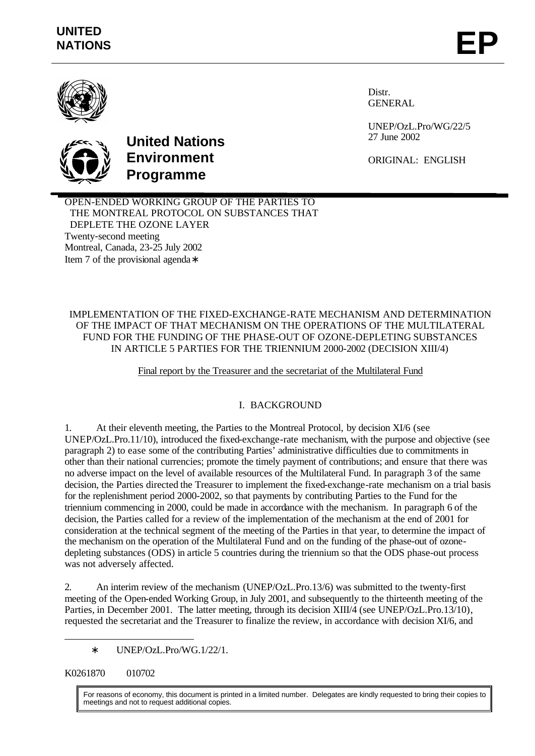UNITED NATIONS

# EP

United Nations Environment Programme

Distr.
GENERAL

UNEP/OzL.Pro/WG/22/5
27 June 2002

ORIGINAL: ENGLISH

OPEN-ENDED WORKING GROUP OF THE PARTIES TO THE MONTREAL PROTOCOL ON SUBSTANCES THAT DEPLETE THE OZONE LAYER
Twenty-second meeting
Montreal, Canada, 23-25 July 2002
Item 7 of the provisional agenda*

## IMPLEMENTATION OF THE FIXED-EXCHANGE-RATE MECHANISM AND DETERMINATION OF THE IMPACT OF THAT MECHANISM ON THE OPERATIONS OF THE MULTILATERAL FUND FOR THE FUNDING OF THE PHASE-OUT OF OZONE-DEPLETING SUBSTANCES IN ARTICLE 5 PARTIES FOR THE TRIENNIUM 2000-2002 (DECISION XIII/4)

Final report by the Treasurer and the secretariat of the Multilateral Fund

## I. BACKGROUND

1. At their eleventh meeting, the Parties to the Montreal Protocol, by decision XI/6 (see UNEP/OzL.Pro.11/10), introduced the fixed-exchange-rate mechanism, with the purpose and objective (see paragraph 2) to ease some of the contributing Parties' administrative difficulties due to commitments in other than their national currencies; promote the timely payment of contributions; and ensure that there was no adverse impact on the level of available resources of the Multilateral Fund. In paragraph 3 of the same decision, the Parties directed the Treasurer to implement the fixed-exchange-rate mechanism on a trial basis for the replenishment period 2000-2002, so that payments by contributing Parties to the Fund for the triennium commencing in 2000, could be made in accordance with the mechanism. In paragraph 6 of the decision, the Parties called for a review of the implementation of the mechanism at the end of 2001 for consideration at the technical segment of the meeting of the Parties in that year, to determine the impact of the mechanism on the operation of the Multilateral Fund and on the funding of the phase-out of ozone-depleting substances (ODS) in article 5 countries during the triennium so that the ODS phase-out process was not adversely affected.

2. An interim review of the mechanism (UNEP/OzL.Pro.13/6) was submitted to the twenty-first meeting of the Open-ended Working Group, in July 2001, and subsequently to the thirteenth meeting of the Parties, in December 2001. The latter meeting, through its decision XIII/4 (see UNEP/OzL.Pro.13/10), requested the secretariat and the Treasurer to finalize the review, in accordance with decision XI/6, and

* UNEP/OzL.Pro/WG.1/22/1.

K0261870 010702

For reasons of economy, this document is printed in a limited number. Delegates are kindly requested to bring their copies to meetings and not to request additional copies.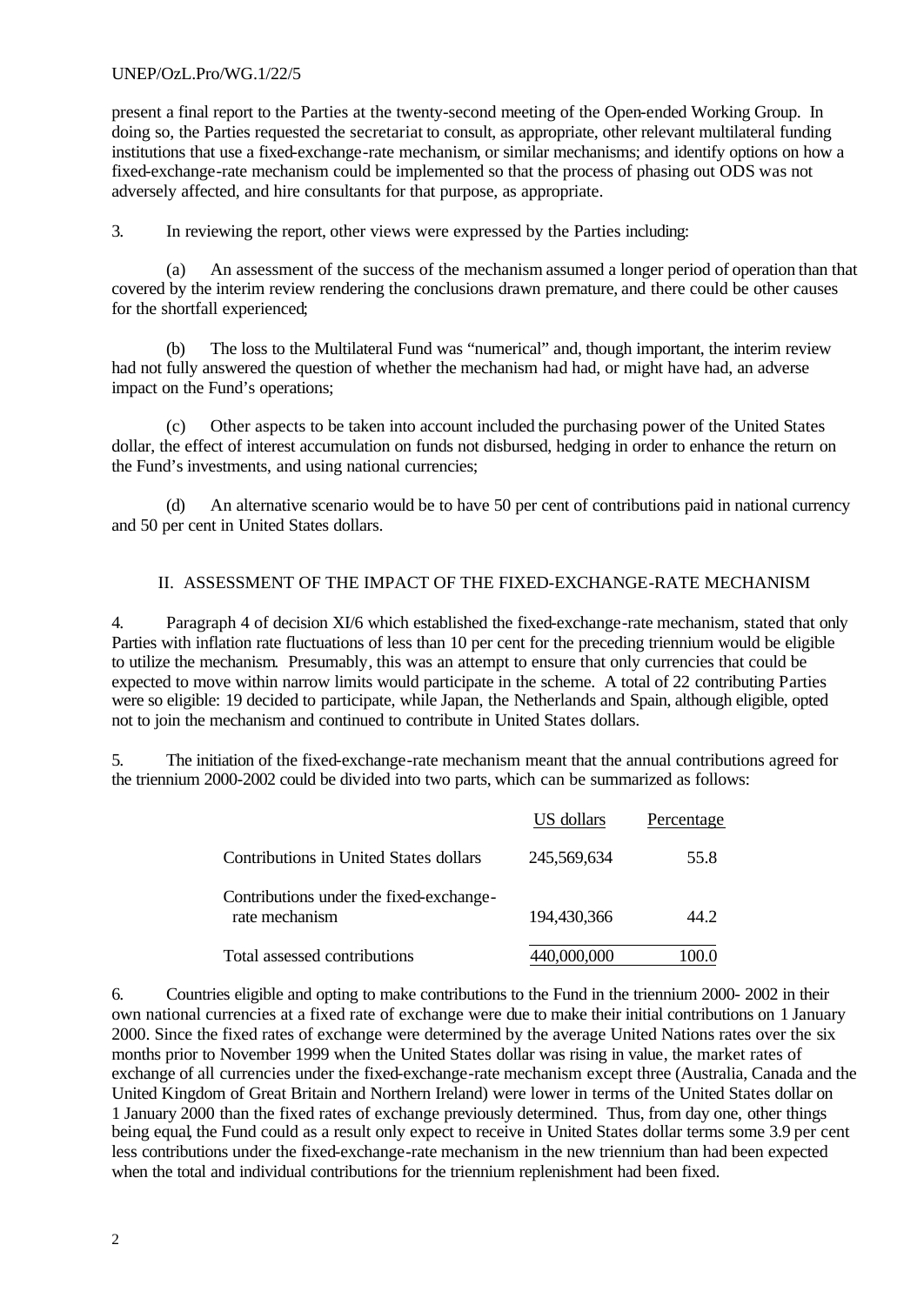present a final report to the Parties at the twenty-second meeting of the Open-ended Working Group. In doing so, the Parties requested the secretariat to consult, as appropriate, other relevant multilateral funding institutions that use a fixed-exchange-rate mechanism, or similar mechanisms; and identify options on how a fixed-exchange-rate mechanism could be implemented so that the process of phasing out ODS was not adversely affected, and hire consultants for that purpose, as appropriate.

3. In reviewing the report, other views were expressed by the Parties including:

(a) An assessment of the success of the mechanism assumed a longer period of operation than that covered by the interim review rendering the conclusions drawn premature, and there could be other causes for the shortfall experienced;

(b) The loss to the Multilateral Fund was "numerical" and, though important, the interim review had not fully answered the question of whether the mechanism had had, or might have had, an adverse impact on the Fund's operations;

(c) Other aspects to be taken into account included the purchasing power of the United States dollar, the effect of interest accumulation on funds not disbursed, hedging in order to enhance the return on the Fund's investments, and using national currencies;

(d) An alternative scenario would be to have 50 per cent of contributions paid in national currency and 50 per cent in United States dollars.

## II. ASSESSMENT OF THE IMPACT OF THE FIXED-EXCHANGE-RATE MECHANISM

4. Paragraph 4 of decision XI/6 which established the fixed-exchange-rate mechanism, stated that only Parties with inflation rate fluctuations of less than 10 per cent for the preceding triennium would be eligible to utilize the mechanism. Presumably, this was an attempt to ensure that only currencies that could be expected to move within narrow limits would participate in the scheme. A total of 22 contributing Parties were so eligible: 19 decided to participate, while Japan, the Netherlands and Spain, although eligible, opted not to join the mechanism and continued to contribute in United States dollars.

5. The initiation of the fixed-exchange-rate mechanism meant that the annual contributions agreed for the triennium 2000-2002 could be divided into two parts, which can be summarized as follows:

| | US dollars | Percentage |
|---|---|---|
| Contributions in United States dollars | 245,569,634 | 55.8 |
| Contributions under the fixed-exchange-rate mechanism | 194,430,366 | 44.2 |
| Total assessed contributions | 440,000,000 | 100.0 |

6. Countries eligible and opting to make contributions to the Fund in the triennium 2000- 2002 in their own national currencies at a fixed rate of exchange were due to make their initial contributions on 1 January 2000. Since the fixed rates of exchange were determined by the average United Nations rates over the six months prior to November 1999 when the United States dollar was rising in value, the market rates of exchange of all currencies under the fixed-exchange-rate mechanism except three (Australia, Canada and the United Kingdom of Great Britain and Northern Ireland) were lower in terms of the United States dollar on 1 January 2000 than the fixed rates of exchange previously determined. Thus, from day one, other things being equal, the Fund could as a result only expect to receive in United States dollar terms some 3.9 per cent less contributions under the fixed-exchange-rate mechanism in the new triennium than had been expected when the total and individual contributions for the triennium replenishment had been fixed.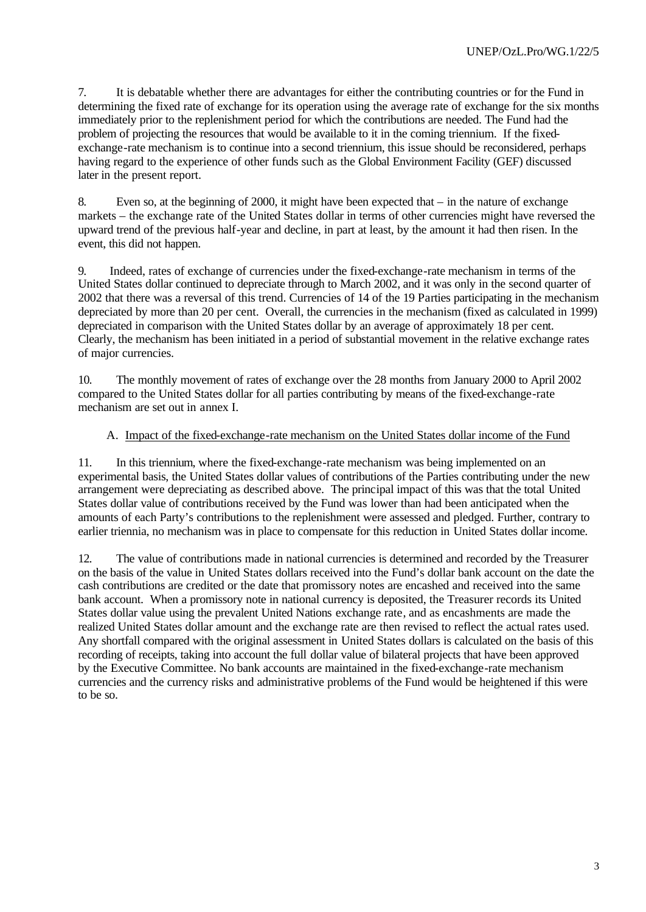7. It is debatable whether there are advantages for either the contributing countries or for the Fund in determining the fixed rate of exchange for its operation using the average rate of exchange for the six months immediately prior to the replenishment period for which the contributions are needed. The Fund had the problem of projecting the resources that would be available to it in the coming triennium. If the fixed-exchange-rate mechanism is to continue into a second triennium, this issue should be reconsidered, perhaps having regard to the experience of other funds such as the Global Environment Facility (GEF) discussed later in the present report.

8. Even so, at the beginning of 2000, it might have been expected that – in the nature of exchange markets – the exchange rate of the United States dollar in terms of other currencies might have reversed the upward trend of the previous half-year and decline, in part at least, by the amount it had then risen. In the event, this did not happen.

9. Indeed, rates of exchange of currencies under the fixed-exchange-rate mechanism in terms of the United States dollar continued to depreciate through to March 2002, and it was only in the second quarter of 2002 that there was a reversal of this trend. Currencies of 14 of the 19 Parties participating in the mechanism depreciated by more than 20 per cent. Overall, the currencies in the mechanism (fixed as calculated in 1999) depreciated in comparison with the United States dollar by an average of approximately 18 per cent. Clearly, the mechanism has been initiated in a period of substantial movement in the relative exchange rates of major currencies.

10. The monthly movement of rates of exchange over the 28 months from January 2000 to April 2002 compared to the United States dollar for all parties contributing by means of the fixed-exchange-rate mechanism are set out in annex I.

### A. Impact of the fixed-exchange-rate mechanism on the United States dollar income of the Fund

11. In this triennium, where the fixed-exchange-rate mechanism was being implemented on an experimental basis, the United States dollar values of contributions of the Parties contributing under the new arrangement were depreciating as described above. The principal impact of this was that the total United States dollar value of contributions received by the Fund was lower than had been anticipated when the amounts of each Party's contributions to the replenishment were assessed and pledged. Further, contrary to earlier triennia, no mechanism was in place to compensate for this reduction in United States dollar income.

12. The value of contributions made in national currencies is determined and recorded by the Treasurer on the basis of the value in United States dollars received into the Fund's dollar bank account on the date the cash contributions are credited or the date that promissory notes are encashed and received into the same bank account. When a promissory note in national currency is deposited, the Treasurer records its United States dollar value using the prevalent United Nations exchange rate, and as encashments are made the realized United States dollar amount and the exchange rate are then revised to reflect the actual rates used. Any shortfall compared with the original assessment in United States dollars is calculated on the basis of this recording of receipts, taking into account the full dollar value of bilateral projects that have been approved by the Executive Committee. No bank accounts are maintained in the fixed-exchange-rate mechanism currencies and the currency risks and administrative problems of the Fund would be heightened if this were to be so.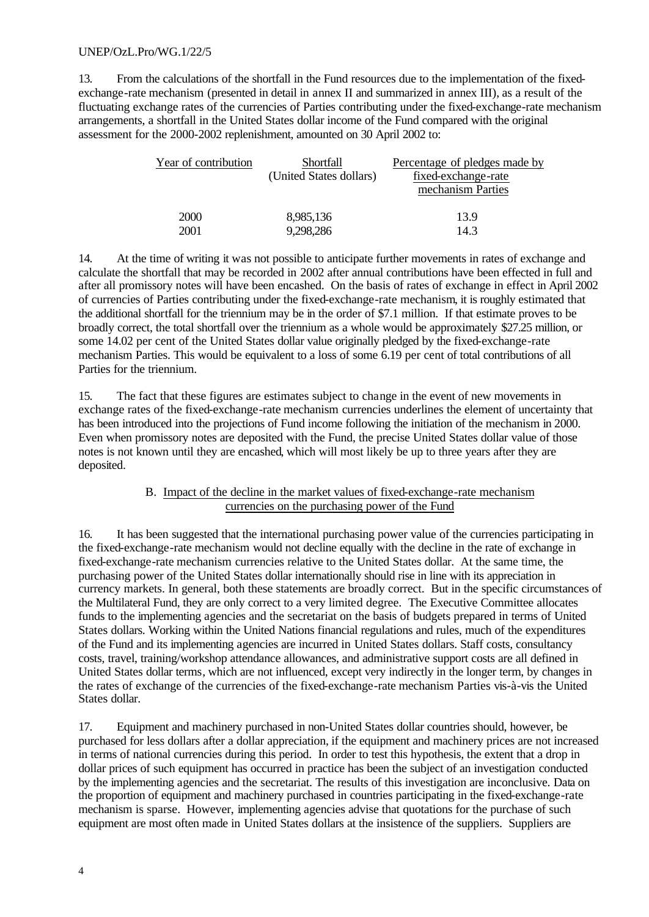13. From the calculations of the shortfall in the Fund resources due to the implementation of the fixed-exchange-rate mechanism (presented in detail in annex II and summarized in annex III), as a result of the fluctuating exchange rates of the currencies of Parties contributing under the fixed-exchange-rate mechanism arrangements, a shortfall in the United States dollar income of the Fund compared with the original assessment for the 2000-2002 replenishment, amounted on 30 April 2002 to:

| Year of contribution | Shortfall (United States dollars) | Percentage of pledges made by fixed-exchange-rate mechanism Parties |
|---|---|---|
| 2000 | 8,985,136 | 13.9 |
| 2001 | 9,298,286 | 14.3 |

14. At the time of writing it was not possible to anticipate further movements in rates of exchange and calculate the shortfall that may be recorded in 2002 after annual contributions have been effected in full and after all promissory notes will have been encashed. On the basis of rates of exchange in effect in April 2002 of currencies of Parties contributing under the fixed-exchange-rate mechanism, it is roughly estimated that the additional shortfall for the triennium may be in the order of $7.1 million. If that estimate proves to be broadly correct, the total shortfall over the triennium as a whole would be approximately $27.25 million, or some 14.02 per cent of the United States dollar value originally pledged by the fixed-exchange-rate mechanism Parties. This would be equivalent to a loss of some 6.19 per cent of total contributions of all Parties for the triennium.

15. The fact that these figures are estimates subject to change in the event of new movements in exchange rates of the fixed-exchange-rate mechanism currencies underlines the element of uncertainty that has been introduced into the projections of Fund income following the initiation of the mechanism in 2000. Even when promissory notes are deposited with the Fund, the precise United States dollar value of those notes is not known until they are encashed, which will most likely be up to three years after they are deposited.

## B. Impact of the decline in the market values of fixed-exchange-rate mechanism currencies on the purchasing power of the Fund

16. It has been suggested that the international purchasing power value of the currencies participating in the fixed-exchange-rate mechanism would not decline equally with the decline in the rate of exchange in fixed-exchange-rate mechanism currencies relative to the United States dollar. At the same time, the purchasing power of the United States dollar internationally should rise in line with its appreciation in currency markets. In general, both these statements are broadly correct. But in the specific circumstances of the Multilateral Fund, they are only correct to a very limited degree. The Executive Committee allocates funds to the implementing agencies and the secretariat on the basis of budgets prepared in terms of United States dollars. Working within the United Nations financial regulations and rules, much of the expenditures of the Fund and its implementing agencies are incurred in United States dollars. Staff costs, consultancy costs, travel, training/workshop attendance allowances, and administrative support costs are all defined in United States dollar terms, which are not influenced, except very indirectly in the longer term, by changes in the rates of exchange of the currencies of the fixed-exchange-rate mechanism Parties vis-à-vis the United States dollar.

17. Equipment and machinery purchased in non-United States dollar countries should, however, be purchased for less dollars after a dollar appreciation, if the equipment and machinery prices are not increased in terms of national currencies during this period. In order to test this hypothesis, the extent that a drop in dollar prices of such equipment has occurred in practice has been the subject of an investigation conducted by the implementing agencies and the secretariat. The results of this investigation are inconclusive. Data on the proportion of equipment and machinery purchased in countries participating in the fixed-exchange-rate mechanism is sparse. However, implementing agencies advise that quotations for the purchase of such equipment are most often made in United States dollars at the insistence of the suppliers. Suppliers are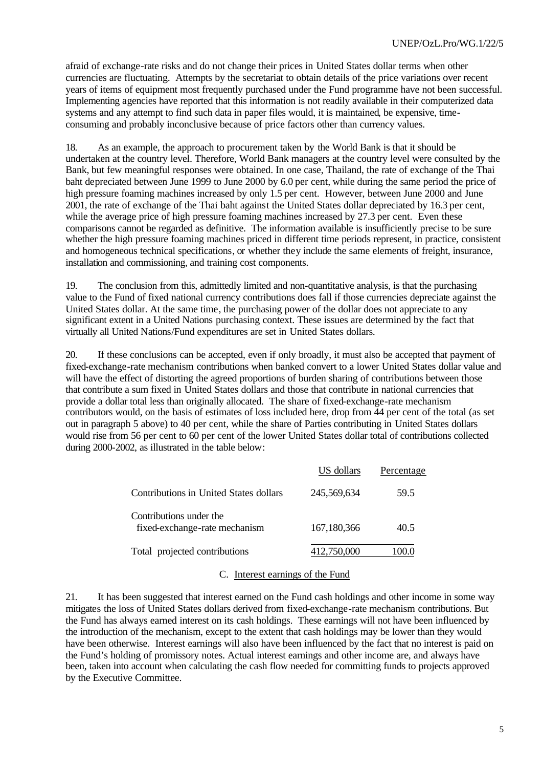afraid of exchange-rate risks and do not change their prices in United States dollar terms when other currencies are fluctuating. Attempts by the secretariat to obtain details of the price variations over recent years of items of equipment most frequently purchased under the Fund programme have not been successful. Implementing agencies have reported that this information is not readily available in their computerized data systems and any attempt to find such data in paper files would, it is maintained, be expensive, time-consuming and probably inconclusive because of price factors other than currency values.

18. As an example, the approach to procurement taken by the World Bank is that it should be undertaken at the country level. Therefore, World Bank managers at the country level were consulted by the Bank, but few meaningful responses were obtained. In one case, Thailand, the rate of exchange of the Thai baht depreciated between June 1999 to June 2000 by 6.0 per cent, while during the same period the price of high pressure foaming machines increased by only 1.5 per cent. However, between June 2000 and June 2001, the rate of exchange of the Thai baht against the United States dollar depreciated by 16.3 per cent, while the average price of high pressure foaming machines increased by 27.3 per cent. Even these comparisons cannot be regarded as definitive. The information available is insufficiently precise to be sure whether the high pressure foaming machines priced in different time periods represent, in practice, consistent and homogeneous technical specifications, or whether they include the same elements of freight, insurance, installation and commissioning, and training cost components.

19. The conclusion from this, admittedly limited and non-quantitative analysis, is that the purchasing value to the Fund of fixed national currency contributions does fall if those currencies depreciate against the United States dollar. At the same time, the purchasing power of the dollar does not appreciate to any significant extent in a United Nations purchasing context. These issues are determined by the fact that virtually all United Nations/Fund expenditures are set in United States dollars.

20. If these conclusions can be accepted, even if only broadly, it must also be accepted that payment of fixed-exchange-rate mechanism contributions when banked convert to a lower United States dollar value and will have the effect of distorting the agreed proportions of burden sharing of contributions between those that contribute a sum fixed in United States dollars and those that contribute in national currencies that provide a dollar total less than originally allocated. The share of fixed-exchange-rate mechanism contributors would, on the basis of estimates of loss included here, drop from 44 per cent of the total (as set out in paragraph 5 above) to 40 per cent, while the share of Parties contributing in United States dollars would rise from 56 per cent to 60 per cent of the lower United States dollar total of contributions collected during 2000-2002, as illustrated in the table below:

| | US dollars | Percentage |
|---|---|---|
| Contributions in United States dollars | 245,569,634 | 59.5 |
| Contributions under the fixed-exchange-rate mechanism | 167,180,366 | 40.5 |
| Total projected contributions | 412,750,000 | 100.0 |

## C. Interest earnings of the Fund

21. It has been suggested that interest earned on the Fund cash holdings and other income in some way mitigates the loss of United States dollars derived from fixed-exchange-rate mechanism contributions. But the Fund has always earned interest on its cash holdings. These earnings will not have been influenced by the introduction of the mechanism, except to the extent that cash holdings may be lower than they would have been otherwise. Interest earnings will also have been influenced by the fact that no interest is paid on the Fund's holding of promissory notes. Actual interest earnings and other income are, and always have been, taken into account when calculating the cash flow needed for committing funds to projects approved by the Executive Committee.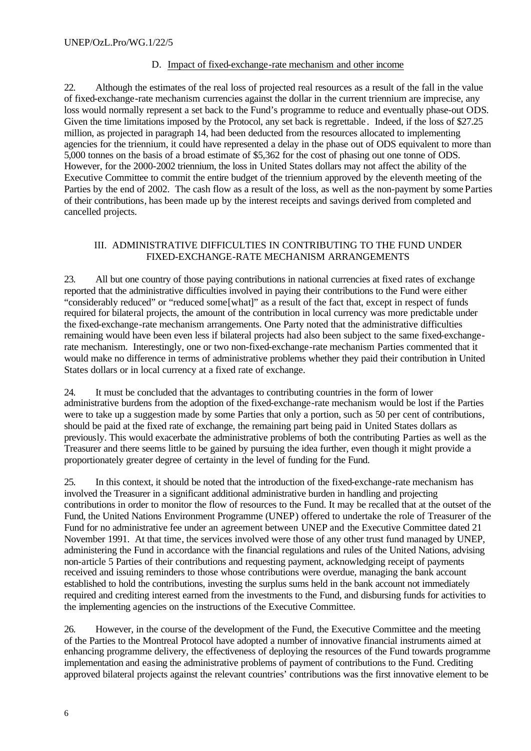### D. Impact of fixed-exchange-rate mechanism and other income

22. Although the estimates of the real loss of projected real resources as a result of the fall in the value of fixed-exchange-rate mechanism currencies against the dollar in the current triennium are imprecise, any loss would normally represent a set back to the Fund's programme to reduce and eventually phase-out ODS. Given the time limitations imposed by the Protocol, any set back is regrettable. Indeed, if the loss of $27.25 million, as projected in paragraph 14, had been deducted from the resources allocated to implementing agencies for the triennium, it could have represented a delay in the phase out of ODS equivalent to more than 5,000 tonnes on the basis of a broad estimate of $5,362 for the cost of phasing out one tonne of ODS. However, for the 2000-2002 triennium, the loss in United States dollars may not affect the ability of the Executive Committee to commit the entire budget of the triennium approved by the eleventh meeting of the Parties by the end of 2002. The cash flow as a result of the loss, as well as the non-payment by some Parties of their contributions, has been made up by the interest receipts and savings derived from completed and cancelled projects.

## III. ADMINISTRATIVE DIFFICULTIES IN CONTRIBUTING TO THE FUND UNDER FIXED-EXCHANGE-RATE MECHANISM ARRANGEMENTS

23. All but one country of those paying contributions in national currencies at fixed rates of exchange reported that the administrative difficulties involved in paying their contributions to the Fund were either "considerably reduced" or "reduced some[what]" as a result of the fact that, except in respect of funds required for bilateral projects, the amount of the contribution in local currency was more predictable under the fixed-exchange-rate mechanism arrangements. One Party noted that the administrative difficulties remaining would have been even less if bilateral projects had also been subject to the same fixed-exchange-rate mechanism. Interestingly, one or two non-fixed-exchange-rate mechanism Parties commented that it would make no difference in terms of administrative problems whether they paid their contribution in United States dollars or in local currency at a fixed rate of exchange.

24. It must be concluded that the advantages to contributing countries in the form of lower administrative burdens from the adoption of the fixed-exchange-rate mechanism would be lost if the Parties were to take up a suggestion made by some Parties that only a portion, such as 50 per cent of contributions, should be paid at the fixed rate of exchange, the remaining part being paid in United States dollars as previously. This would exacerbate the administrative problems of both the contributing Parties as well as the Treasurer and there seems little to be gained by pursuing the idea further, even though it might provide a proportionately greater degree of certainty in the level of funding for the Fund.

25. In this context, it should be noted that the introduction of the fixed-exchange-rate mechanism has involved the Treasurer in a significant additional administrative burden in handling and projecting contributions in order to monitor the flow of resources to the Fund. It may be recalled that at the outset of the Fund, the United Nations Environment Programme (UNEP) offered to undertake the role of Treasurer of the Fund for no administrative fee under an agreement between UNEP and the Executive Committee dated 21 November 1991. At that time, the services involved were those of any other trust fund managed by UNEP, administering the Fund in accordance with the financial regulations and rules of the United Nations, advising non-article 5 Parties of their contributions and requesting payment, acknowledging receipt of payments received and issuing reminders to those whose contributions were overdue, managing the bank account established to hold the contributions, investing the surplus sums held in the bank account not immediately required and crediting interest earned from the investments to the Fund, and disbursing funds for activities to the implementing agencies on the instructions of the Executive Committee.

26. However, in the course of the development of the Fund, the Executive Committee and the meeting of the Parties to the Montreal Protocol have adopted a number of innovative financial instruments aimed at enhancing programme delivery, the effectiveness of deploying the resources of the Fund towards programme implementation and easing the administrative problems of payment of contributions to the Fund. Crediting approved bilateral projects against the relevant countries' contributions was the first innovative element to be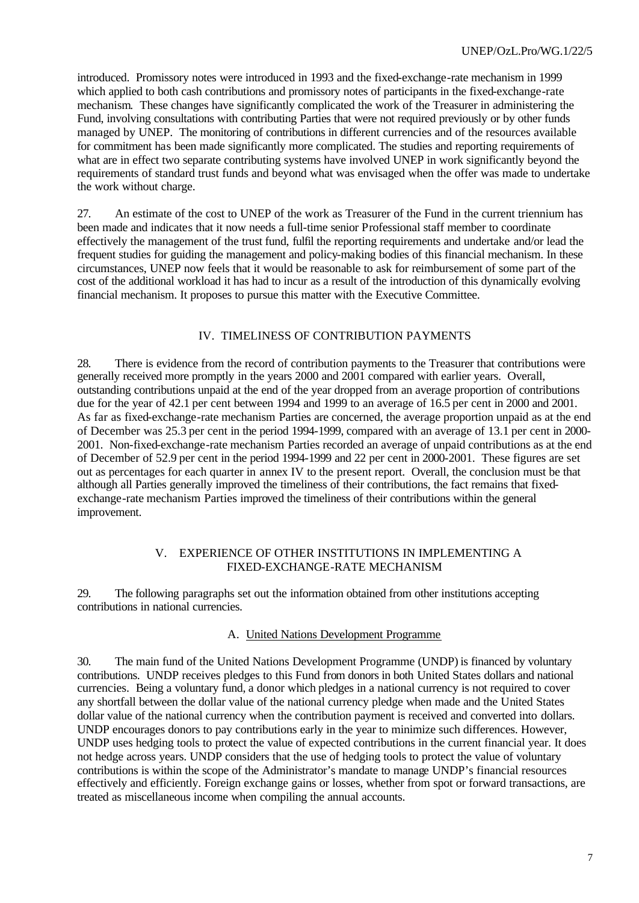introduced. Promissory notes were introduced in 1993 and the fixed-exchange-rate mechanism in 1999 which applied to both cash contributions and promissory notes of participants in the fixed-exchange-rate mechanism. These changes have significantly complicated the work of the Treasurer in administering the Fund, involving consultations with contributing Parties that were not required previously or by other funds managed by UNEP. The monitoring of contributions in different currencies and of the resources available for commitment has been made significantly more complicated. The studies and reporting requirements of what are in effect two separate contributing systems have involved UNEP in work significantly beyond the requirements of standard trust funds and beyond what was envisaged when the offer was made to undertake the work without charge.

27. An estimate of the cost to UNEP of the work as Treasurer of the Fund in the current triennium has been made and indicates that it now needs a full-time senior Professional staff member to coordinate effectively the management of the trust fund, fulfil the reporting requirements and undertake and/or lead the frequent studies for guiding the management and policy-making bodies of this financial mechanism. In these circumstances, UNEP now feels that it would be reasonable to ask for reimbursement of some part of the cost of the additional workload it has had to incur as a result of the introduction of this dynamically evolving financial mechanism. It proposes to pursue this matter with the Executive Committee.

## IV. TIMELINESS OF CONTRIBUTION PAYMENTS

28. There is evidence from the record of contribution payments to the Treasurer that contributions were generally received more promptly in the years 2000 and 2001 compared with earlier years. Overall, outstanding contributions unpaid at the end of the year dropped from an average proportion of contributions due for the year of 42.1 per cent between 1994 and 1999 to an average of 16.5 per cent in 2000 and 2001. As far as fixed-exchange-rate mechanism Parties are concerned, the average proportion unpaid as at the end of December was 25.3 per cent in the period 1994-1999, compared with an average of 13.1 per cent in 2000-2001. Non-fixed-exchange-rate mechanism Parties recorded an average of unpaid contributions as at the end of December of 52.9 per cent in the period 1994-1999 and 22 per cent in 2000-2001. These figures are set out as percentages for each quarter in annex IV to the present report. Overall, the conclusion must be that although all Parties generally improved the timeliness of their contributions, the fact remains that fixed-exchange-rate mechanism Parties improved the timeliness of their contributions within the general improvement.

## V. EXPERIENCE OF OTHER INSTITUTIONS IN IMPLEMENTING A FIXED-EXCHANGE-RATE MECHANISM

29. The following paragraphs set out the information obtained from other institutions accepting contributions in national currencies.

### A. United Nations Development Programme

30. The main fund of the United Nations Development Programme (UNDP) is financed by voluntary contributions. UNDP receives pledges to this Fund from donors in both United States dollars and national currencies. Being a voluntary fund, a donor which pledges in a national currency is not required to cover any shortfall between the dollar value of the national currency pledge when made and the United States dollar value of the national currency when the contribution payment is received and converted into dollars. UNDP encourages donors to pay contributions early in the year to minimize such differences. However, UNDP uses hedging tools to protect the value of expected contributions in the current financial year. It does not hedge across years. UNDP considers that the use of hedging tools to protect the value of voluntary contributions is within the scope of the Administrator's mandate to manage UNDP's financial resources effectively and efficiently. Foreign exchange gains or losses, whether from spot or forward transactions, are treated as miscellaneous income when compiling the annual accounts.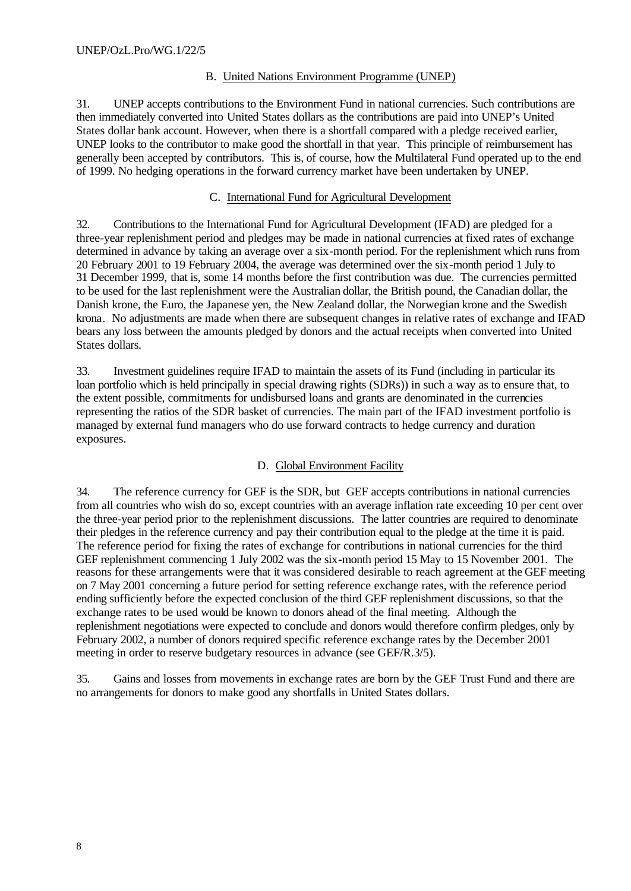### B. United Nations Environment Programme (UNEP)

31. UNEP accepts contributions to the Environment Fund in national currencies. Such contributions are then immediately converted into United States dollars as the contributions are paid into UNEP's United States dollar bank account. However, when there is a shortfall compared with a pledge received earlier, UNEP looks to the contributor to make good the shortfall in that year. This principle of reimbursement has generally been accepted by contributors. This is, of course, how the Multilateral Fund operated up to the end of 1999. No hedging operations in the forward currency market have been undertaken by UNEP.

### C. International Fund for Agricultural Development

32. Contributions to the International Fund for Agricultural Development (IFAD) are pledged for a three-year replenishment period and pledges may be made in national currencies at fixed rates of exchange determined in advance by taking an average over a six-month period. For the replenishment which runs from 20 February 2001 to 19 February 2004, the average was determined over the six-month period 1 July to 31 December 1999, that is, some 14 months before the first contribution was due. The currencies permitted to be used for the last replenishment were the Australian dollar, the British pound, the Canadian dollar, the Danish krone, the Euro, the Japanese yen, the New Zealand dollar, the Norwegian krone and the Swedish krona. No adjustments are made when there are subsequent changes in relative rates of exchange and IFAD bears any loss between the amounts pledged by donors and the actual receipts when converted into United States dollars.

33. Investment guidelines require IFAD to maintain the assets of its Fund (including in particular its loan portfolio which is held principally in special drawing rights (SDRs)) in such a way as to ensure that, to the extent possible, commitments for undisbursed loans and grants are denominated in the currencies representing the ratios of the SDR basket of currencies. The main part of the IFAD investment portfolio is managed by external fund managers who do use forward contracts to hedge currency and duration exposures.

### D. Global Environment Facility

34. The reference currency for GEF is the SDR, but GEF accepts contributions in national currencies from all countries who wish do so, except countries with an average inflation rate exceeding 10 per cent over the three-year period prior to the replenishment discussions. The latter countries are required to denominate their pledges in the reference currency and pay their contribution equal to the pledge at the time it is paid. The reference period for fixing the rates of exchange for contributions in national currencies for the third GEF replenishment commencing 1 July 2002 was the six-month period 15 May to 15 November 2001. The reasons for these arrangements were that it was considered desirable to reach agreement at the GEF meeting on 7 May 2001 concerning a future period for setting reference exchange rates, with the reference period ending sufficiently before the expected conclusion of the third GEF replenishment discussions, so that the exchange rates to be used would be known to donors ahead of the final meeting. Although the replenishment negotiations were expected to conclude and donors would therefore confirm pledges, only by February 2002, a number of donors required specific reference exchange rates by the December 2001 meeting in order to reserve budgetary resources in advance (see GEF/R.3/5).

35. Gains and losses from movements in exchange rates are born by the GEF Trust Fund and there are no arrangements for donors to make good any shortfalls in United States dollars.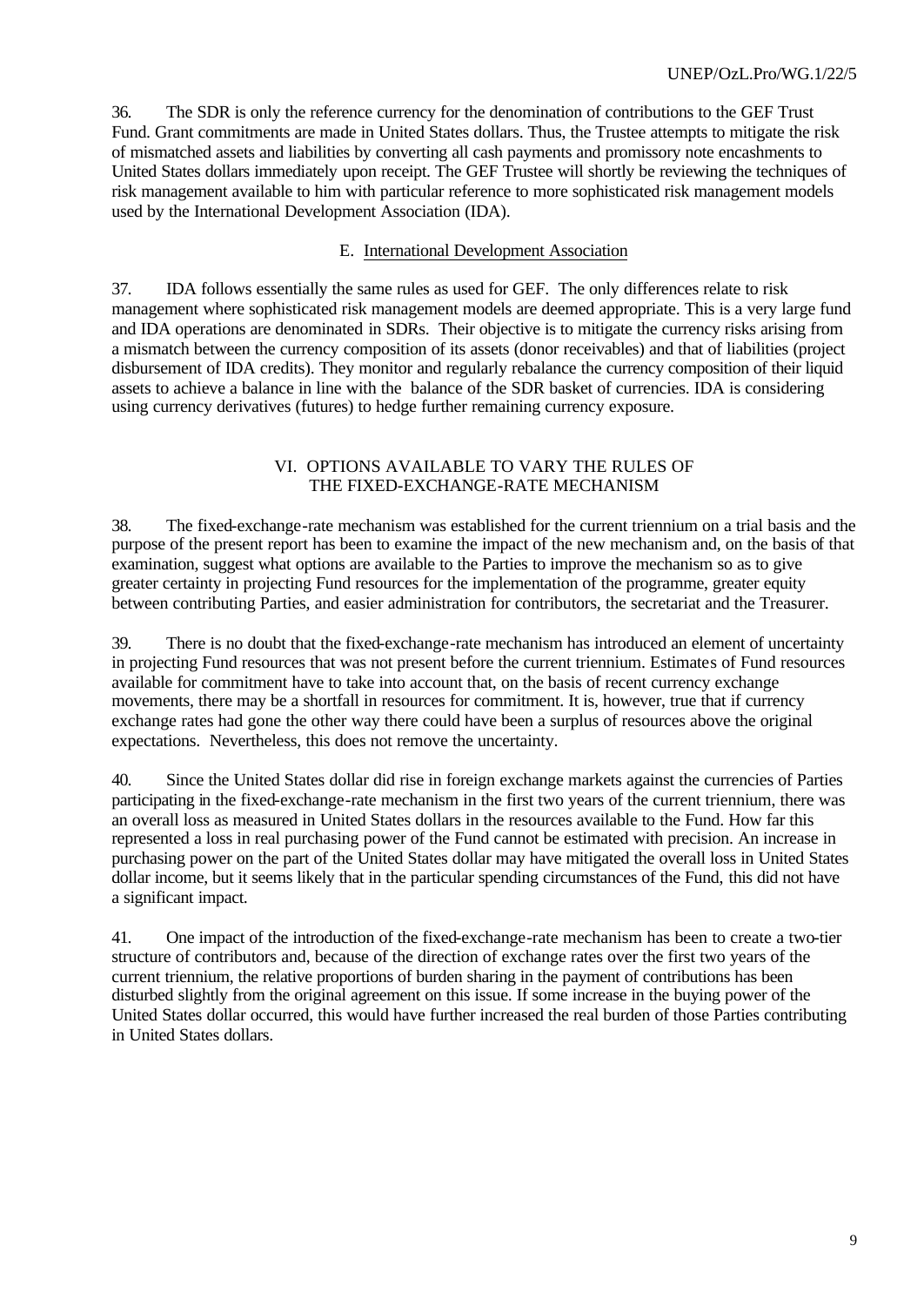36. The SDR is only the reference currency for the denomination of contributions to the GEF Trust Fund. Grant commitments are made in United States dollars. Thus, the Trustee attempts to mitigate the risk of mismatched assets and liabilities by converting all cash payments and promissory note encashments to United States dollars immediately upon receipt. The GEF Trustee will shortly be reviewing the techniques of risk management available to him with particular reference to more sophisticated risk management models used by the International Development Association (IDA).

### E. International Development Association

37. IDA follows essentially the same rules as used for GEF. The only differences relate to risk management where sophisticated risk management models are deemed appropriate. This is a very large fund and IDA operations are denominated in SDRs. Their objective is to mitigate the currency risks arising from a mismatch between the currency composition of its assets (donor receivables) and that of liabilities (project disbursement of IDA credits). They monitor and regularly rebalance the currency composition of their liquid assets to achieve a balance in line with the balance of the SDR basket of currencies. IDA is considering using currency derivatives (futures) to hedge further remaining currency exposure.

## VI. OPTIONS AVAILABLE TO VARY THE RULES OF THE FIXED-EXCHANGE-RATE MECHANISM

38. The fixed-exchange-rate mechanism was established for the current triennium on a trial basis and the purpose of the present report has been to examine the impact of the new mechanism and, on the basis of that examination, suggest what options are available to the Parties to improve the mechanism so as to give greater certainty in projecting Fund resources for the implementation of the programme, greater equity between contributing Parties, and easier administration for contributors, the secretariat and the Treasurer.

39. There is no doubt that the fixed-exchange-rate mechanism has introduced an element of uncertainty in projecting Fund resources that was not present before the current triennium. Estimates of Fund resources available for commitment have to take into account that, on the basis of recent currency exchange movements, there may be a shortfall in resources for commitment. It is, however, true that if currency exchange rates had gone the other way there could have been a surplus of resources above the original expectations. Nevertheless, this does not remove the uncertainty.

40. Since the United States dollar did rise in foreign exchange markets against the currencies of Parties participating in the fixed-exchange-rate mechanism in the first two years of the current triennium, there was an overall loss as measured in United States dollars in the resources available to the Fund. How far this represented a loss in real purchasing power of the Fund cannot be estimated with precision. An increase in purchasing power on the part of the United States dollar may have mitigated the overall loss in United States dollar income, but it seems likely that in the particular spending circumstances of the Fund, this did not have a significant impact.

41. One impact of the introduction of the fixed-exchange-rate mechanism has been to create a two-tier structure of contributors and, because of the direction of exchange rates over the first two years of the current triennium, the relative proportions of burden sharing in the payment of contributions has been disturbed slightly from the original agreement on this issue. If some increase in the buying power of the United States dollar occurred, this would have further increased the real burden of those Parties contributing in United States dollars.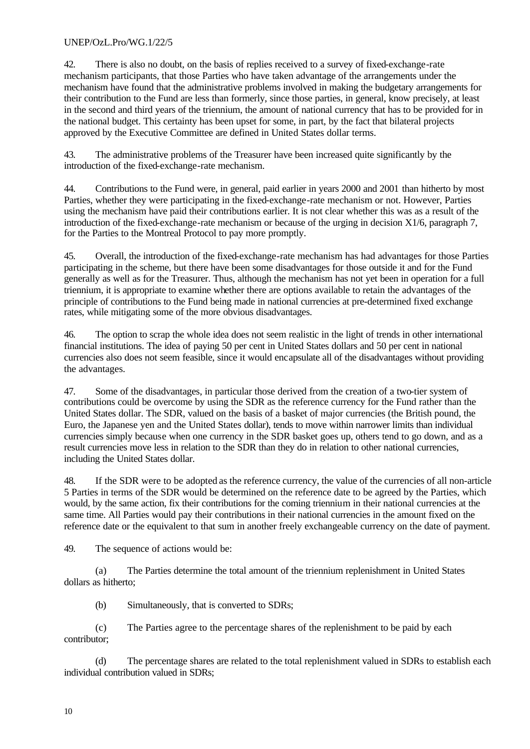42. There is also no doubt, on the basis of replies received to a survey of fixed-exchange-rate mechanism participants, that those Parties who have taken advantage of the arrangements under the mechanism have found that the administrative problems involved in making the budgetary arrangements for their contribution to the Fund are less than formerly, since those parties, in general, know precisely, at least in the second and third years of the triennium, the amount of national currency that has to be provided for in the national budget. This certainty has been upset for some, in part, by the fact that bilateral projects approved by the Executive Committee are defined in United States dollar terms.

43. The administrative problems of the Treasurer have been increased quite significantly by the introduction of the fixed-exchange-rate mechanism.

44. Contributions to the Fund were, in general, paid earlier in years 2000 and 2001 than hitherto by most Parties, whether they were participating in the fixed-exchange-rate mechanism or not. However, Parties using the mechanism have paid their contributions earlier. It is not clear whether this was as a result of the introduction of the fixed-exchange-rate mechanism or because of the urging in decision X1/6, paragraph 7, for the Parties to the Montreal Protocol to pay more promptly.

45. Overall, the introduction of the fixed-exchange-rate mechanism has had advantages for those Parties participating in the scheme, but there have been some disadvantages for those outside it and for the Fund generally as well as for the Treasurer. Thus, although the mechanism has not yet been in operation for a full triennium, it is appropriate to examine whether there are options available to retain the advantages of the principle of contributions to the Fund being made in national currencies at pre-determined fixed exchange rates, while mitigating some of the more obvious disadvantages.

46. The option to scrap the whole idea does not seem realistic in the light of trends in other international financial institutions. The idea of paying 50 per cent in United States dollars and 50 per cent in national currencies also does not seem feasible, since it would encapsulate all of the disadvantages without providing the advantages.

47. Some of the disadvantages, in particular those derived from the creation of a two-tier system of contributions could be overcome by using the SDR as the reference currency for the Fund rather than the United States dollar. The SDR, valued on the basis of a basket of major currencies (the British pound, the Euro, the Japanese yen and the United States dollar), tends to move within narrower limits than individual currencies simply because when one currency in the SDR basket goes up, others tend to go down, and as a result currencies move less in relation to the SDR than they do in relation to other national currencies, including the United States dollar.

48. If the SDR were to be adopted as the reference currency, the value of the currencies of all non-article 5 Parties in terms of the SDR would be determined on the reference date to be agreed by the Parties, which would, by the same action, fix their contributions for the coming triennium in their national currencies at the same time. All Parties would pay their contributions in their national currencies in the amount fixed on the reference date or the equivalent to that sum in another freely exchangeable currency on the date of payment.

49. The sequence of actions would be:

(a) The Parties determine the total amount of the triennium replenishment in United States dollars as hitherto;

(b) Simultaneously, that is converted to SDRs;

(c) The Parties agree to the percentage shares of the replenishment to be paid by each contributor;

(d) The percentage shares are related to the total replenishment valued in SDRs to establish each individual contribution valued in SDRs;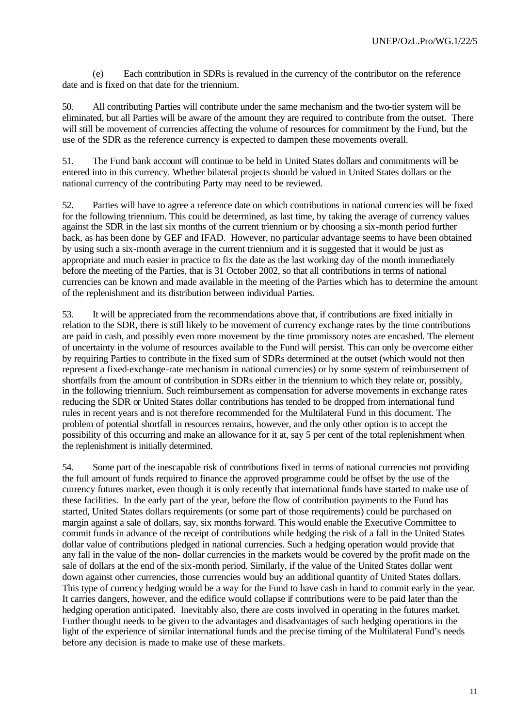(e) Each contribution in SDRs is revalued in the currency of the contributor on the reference date and is fixed on that date for the triennium.

50. All contributing Parties will contribute under the same mechanism and the two-tier system will be eliminated, but all Parties will be aware of the amount they are required to contribute from the outset. There will still be movement of currencies affecting the volume of resources for commitment by the Fund, but the use of the SDR as the reference currency is expected to dampen these movements overall.

51. The Fund bank account will continue to be held in United States dollars and commitments will be entered into in this currency. Whether bilateral projects should be valued in United States dollars or the national currency of the contributing Party may need to be reviewed.

52. Parties will have to agree a reference date on which contributions in national currencies will be fixed for the following triennium. This could be determined, as last time, by taking the average of currency values against the SDR in the last six months of the current triennium or by choosing a six-month period further back, as has been done by GEF and IFAD. However, no particular advantage seems to have been obtained by using such a six-month average in the current triennium and it is suggested that it would be just as appropriate and much easier in practice to fix the date as the last working day of the month immediately before the meeting of the Parties, that is 31 October 2002, so that all contributions in terms of national currencies can be known and made available in the meeting of the Parties which has to determine the amount of the replenishment and its distribution between individual Parties.

53. It will be appreciated from the recommendations above that, if contributions are fixed initially in relation to the SDR, there is still likely to be movement of currency exchange rates by the time contributions are paid in cash, and possibly even more movement by the time promissory notes are encashed. The element of uncertainty in the volume of resources available to the Fund will persist. This can only be overcome either by requiring Parties to contribute in the fixed sum of SDRs determined at the outset (which would not then represent a fixed-exchange-rate mechanism in national currencies) or by some system of reimbursement of shortfalls from the amount of contribution in SDRs either in the triennium to which they relate or, possibly, in the following triennium. Such reimbursement as compensation for adverse movements in exchange rates reducing the SDR or United States dollar contributions has tended to be dropped from international fund rules in recent years and is not therefore recommended for the Multilateral Fund in this document. The problem of potential shortfall in resources remains, however, and the only other option is to accept the possibility of this occurring and make an allowance for it at, say 5 per cent of the total replenishment when the replenishment is initially determined.

54. Some part of the inescapable risk of contributions fixed in terms of national currencies not providing the full amount of funds required to finance the approved programme could be offset by the use of the currency futures market, even though it is only recently that international funds have started to make use of these facilities. In the early part of the year, before the flow of contribution payments to the Fund has started, United States dollars requirements (or some part of those requirements) could be purchased on margin against a sale of dollars, say, six months forward. This would enable the Executive Committee to commit funds in advance of the receipt of contributions while hedging the risk of a fall in the United States dollar value of contributions pledged in national currencies. Such a hedging operation would provide that any fall in the value of the non- dollar currencies in the markets would be covered by the profit made on the sale of dollars at the end of the six-month period. Similarly, if the value of the United States dollar went down against other currencies, those currencies would buy an additional quantity of United States dollars. This type of currency hedging would be a way for the Fund to have cash in hand to commit early in the year. It carries dangers, however, and the edifice would collapse if contributions were to be paid later than the hedging operation anticipated. Inevitably also, there are costs involved in operating in the futures market. Further thought needs to be given to the advantages and disadvantages of such hedging operations in the light of the experience of similar international funds and the precise timing of the Multilateral Fund's needs before any decision is made to make use of these markets.